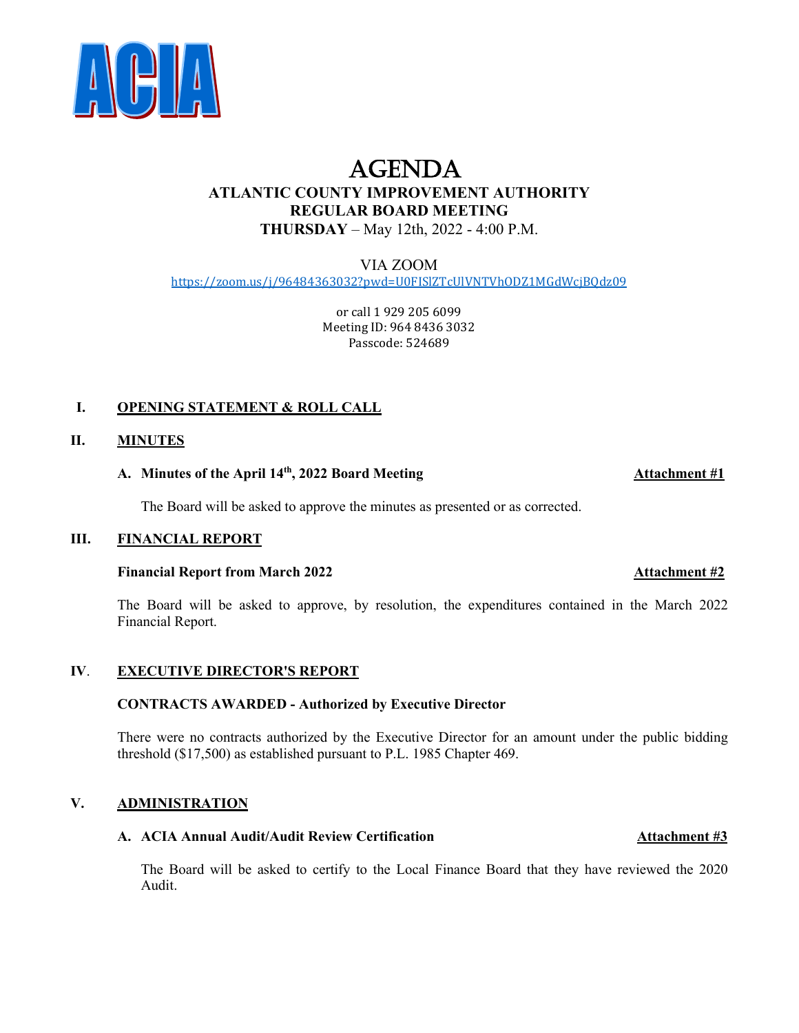ACIA

# AGENDA

## ATLANTIC COUNTY IMPROVEMENT AUTHORITY
## REGULAR BOARD MEETING

**THURSDAY** – May 12th, 2022 - 4:00 P.M.

VIA ZOOM

https://zoom.us/j/96484363032?pwd=U0FISlZTcUlVNTVhODZ1MGdWcjBQdz09

or call 1 929 205 6099
Meeting ID: 964 8436 3032
Passcode: 524689

## I. OPENING STATEMENT & ROLL CALL

## II. MINUTES

**A. Minutes of the April 14th, 2022 Board Meeting** — **Attachment #1**

The Board will be asked to approve the minutes as presented or as corrected.

## III. FINANCIAL REPORT

**Financial Report from March 2022** — **Attachment #2**

The Board will be asked to approve, by resolution, the expenditures contained in the March 2022 Financial Report.

## IV. EXECUTIVE DIRECTOR'S REPORT

**CONTRACTS AWARDED - Authorized by Executive Director**

There were no contracts authorized by the Executive Director for an amount under the public bidding threshold ($17,500) as established pursuant to P.L. 1985 Chapter 469.

## V. ADMINISTRATION

**A. ACIA Annual Audit/Audit Review Certification** — **Attachment #3**

The Board will be asked to certify to the Local Finance Board that they have reviewed the 2020 Audit.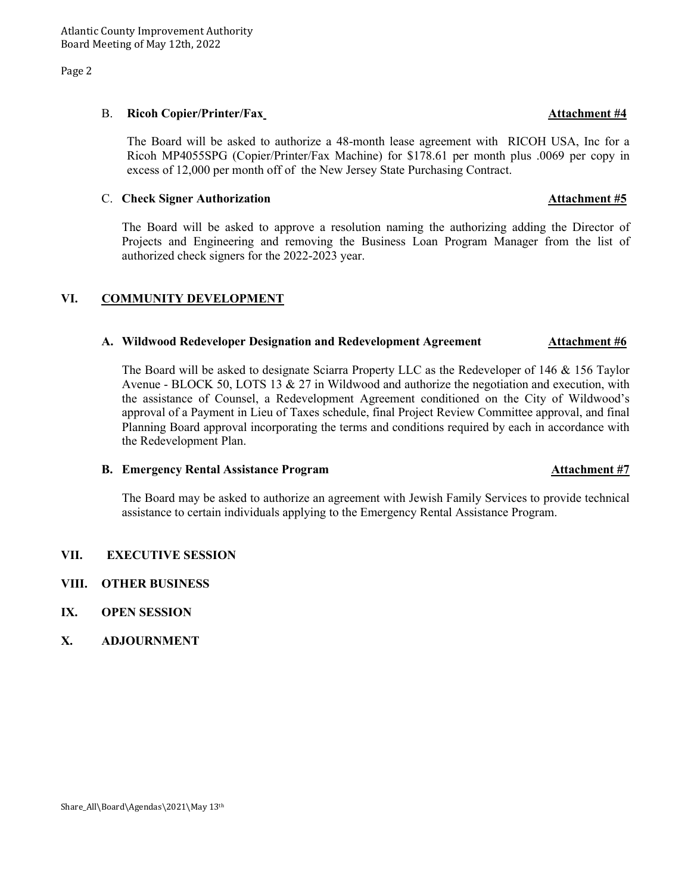**B. Ricoh Copier/Printer/Fax** **Attachment #4**

The Board will be asked to authorize a 48-month lease agreement with RICOH USA, Inc for a Ricoh MP4055SPG (Copier/Printer/Fax Machine) for $178.61 per month plus .0069 per copy in excess of 12,000 per month off of the New Jersey State Purchasing Contract.

**C. Check Signer Authorization** **Attachment #5**

The Board will be asked to approve a resolution naming the authorizing adding the Director of Projects and Engineering and removing the Business Loan Program Manager from the list of authorized check signers for the 2022-2023 year.

## VI. COMMUNITY DEVELOPMENT

**A. Wildwood Redeveloper Designation and Redevelopment Agreement** **Attachment #6**

The Board will be asked to designate Sciarra Property LLC as the Redeveloper of 146 & 156 Taylor Avenue - BLOCK 50, LOTS 13 & 27 in Wildwood and authorize the negotiation and execution, with the assistance of Counsel, a Redevelopment Agreement conditioned on the City of Wildwood's approval of a Payment in Lieu of Taxes schedule, final Project Review Committee approval, and final Planning Board approval incorporating the terms and conditions required by each in accordance with the Redevelopment Plan.

**B. Emergency Rental Assistance Program** **Attachment #7**

The Board may be asked to authorize an agreement with Jewish Family Services to provide technical assistance to certain individuals applying to the Emergency Rental Assistance Program.

## VII. EXECUTIVE SESSION

## VIII. OTHER BUSINESS

## IX. OPEN SESSION

## X. ADJOURNMENT

Share_All\Board\Agendas\2021\May 13th